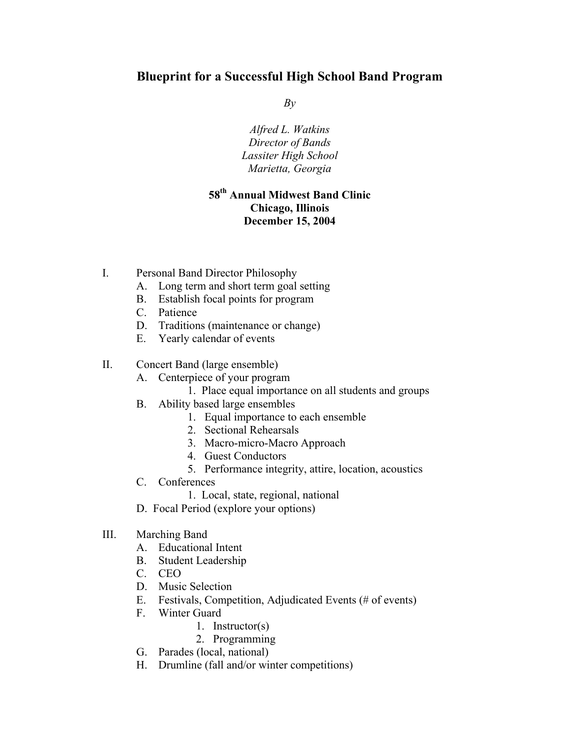# Blueprint for a Successful High School Band Program

*By*

*Alfred L. Watkins*
*Director of Bands*
*Lassiter High School*
*Marietta, Georgia*

**58th Annual Midwest Band Clinic**
**Chicago, Illinois**
**December 15, 2004**

I. Personal Band Director Philosophy
   - A. Long term and short term goal setting
   - B. Establish focal points for program
   - C. Patience
   - D. Traditions (maintenance or change)
   - E. Yearly calendar of events

II. Concert Band (large ensemble)
   - A. Centerpiece of your program
     1. Place equal importance on all students and groups
   - B. Ability based large ensembles
     1. Equal importance to each ensemble
     2. Sectional Rehearsals
     3. Macro-micro-Macro Approach
     4. Guest Conductors
     5. Performance integrity, attire, location, acoustics
   - C. Conferences
     1. Local, state, regional, national
   - D. Focal Period (explore your options)

III. Marching Band
   - A. Educational Intent
   - B. Student Leadership
   - C. CEO
   - D. Music Selection
   - E. Festivals, Competition, Adjudicated Events (# of events)
   - F. Winter Guard
     1. Instructor(s)
     2. Programming
   - G. Parades (local, national)
   - H. Drumline (fall and/or winter competitions)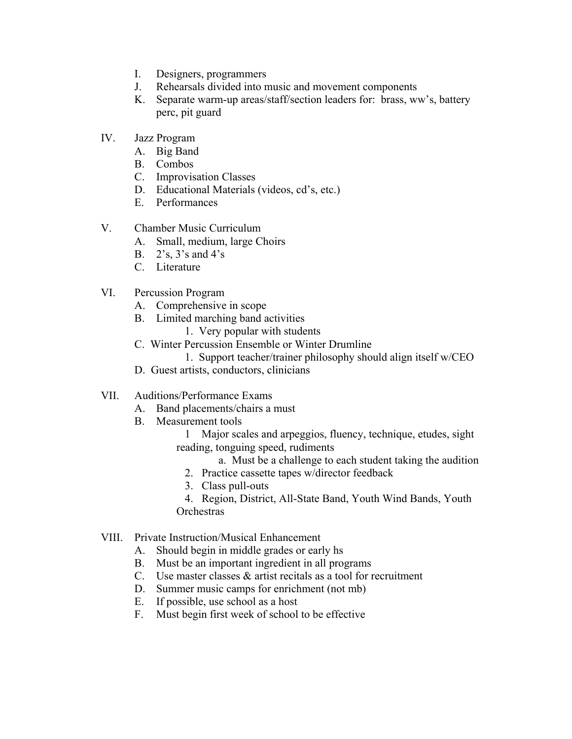I. Designers, programmers
J. Rehearsals divided into music and movement components
K. Separate warm-up areas/staff/section leaders for: brass, ww's, battery perc, pit guard

IV. Jazz Program
  A. Big Band
  B. Combos
  C. Improvisation Classes
  D. Educational Materials (videos, cd's, etc.)
  E. Performances

V. Chamber Music Curriculum
  A. Small, medium, large Choirs
  B. 2's, 3's and 4's
  C. Literature

VI. Percussion Program
  A. Comprehensive in scope
  B. Limited marching band activities
    1. Very popular with students
  C. Winter Percussion Ensemble or Winter Drumline
    1. Support teacher/trainer philosophy should align itself w/CEO
  D. Guest artists, conductors, clinicians

VII. Auditions/Performance Exams
  A. Band placements/chairs a must
  B. Measurement tools
    1 Major scales and arpeggios, fluency, technique, etudes, sight reading, tonguing speed, rudiments
      a. Must be a challenge to each student taking the audition
    2. Practice cassette tapes w/director feedback
    3. Class pull-outs
    4. Region, District, All-State Band, Youth Wind Bands, Youth Orchestras

VIII. Private Instruction/Musical Enhancement
  A. Should begin in middle grades or early hs
  B. Must be an important ingredient in all programs
  C. Use master classes & artist recitals as a tool for recruitment
  D. Summer music camps for enrichment (not mb)
  E. If possible, use school as a host
  F. Must begin first week of school to be effective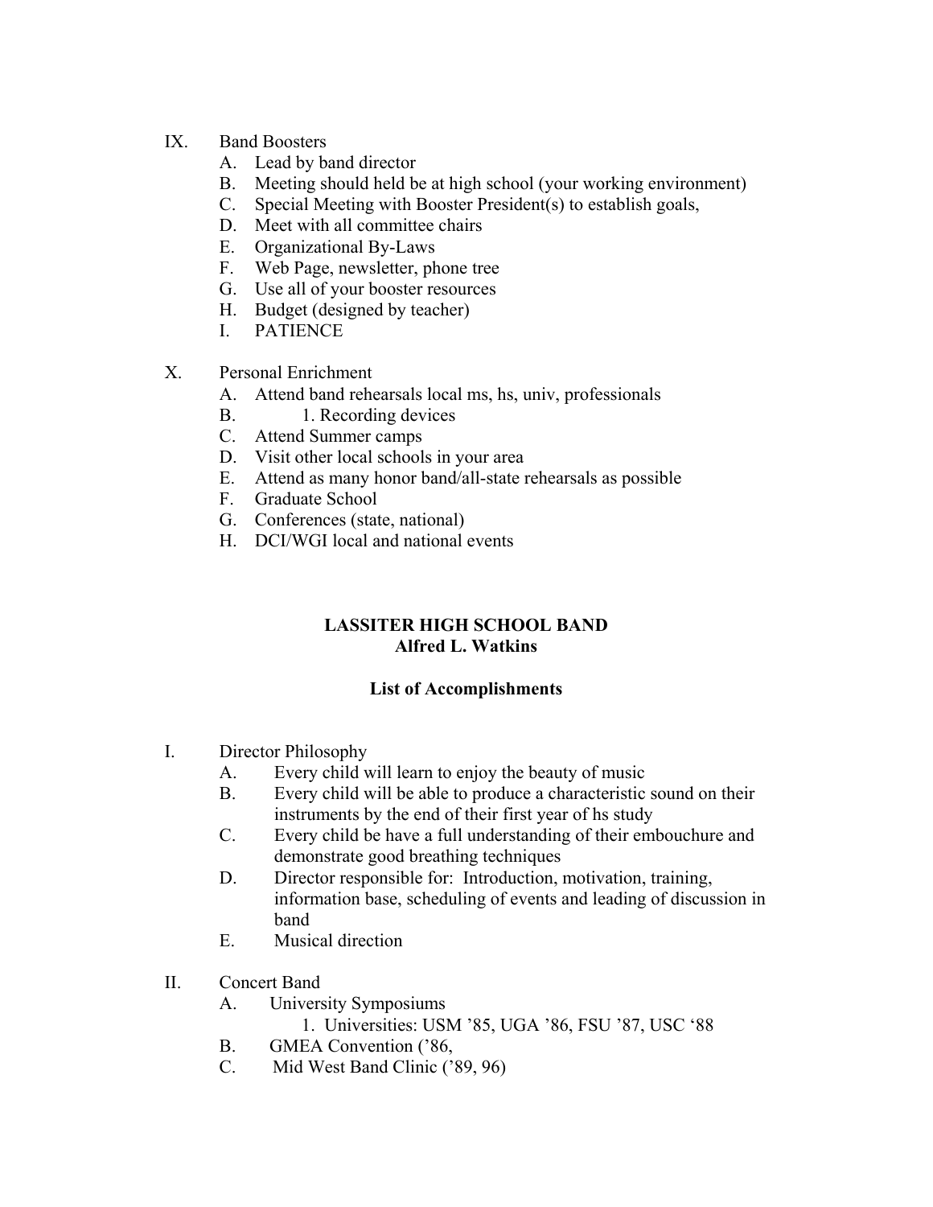IX. Band Boosters
   A. Lead by band director
   B. Meeting should held be at high school (your working environment)
   C. Special Meeting with Booster President(s) to establish goals,
   D. Meet with all committee chairs
   E. Organizational By-Laws
   F. Web Page, newsletter, phone tree
   G. Use all of your booster resources
   H. Budget (designed by teacher)
   I. PATIENCE

X. Personal Enrichment
   A. Attend band rehearsals local ms, hs, univ, professionals
   B. 1. Recording devices
   C. Attend Summer camps
   D. Visit other local schools in your area
   E. Attend as many honor band/all-state rehearsals as possible
   F. Graduate School
   G. Conferences (state, national)
   H. DCI/WGI local and national events

**LASSITER HIGH SCHOOL BAND**
**Alfred L. Watkins**

**List of Accomplishments**

I. Director Philosophy
   A. Every child will learn to enjoy the beauty of music
   B. Every child will be able to produce a characteristic sound on their instruments by the end of their first year of hs study
   C. Every child be have a full understanding of their embouchure and demonstrate good breathing techniques
   D. Director responsible for: Introduction, motivation, training, information base, scheduling of events and leading of discussion in band
   E. Musical direction

II. Concert Band
   A. University Symposiums
      1. Universities: USM '85, UGA '86, FSU '87, USC '88
   B. GMEA Convention ('86,
   C. Mid West Band Clinic ('89, 96)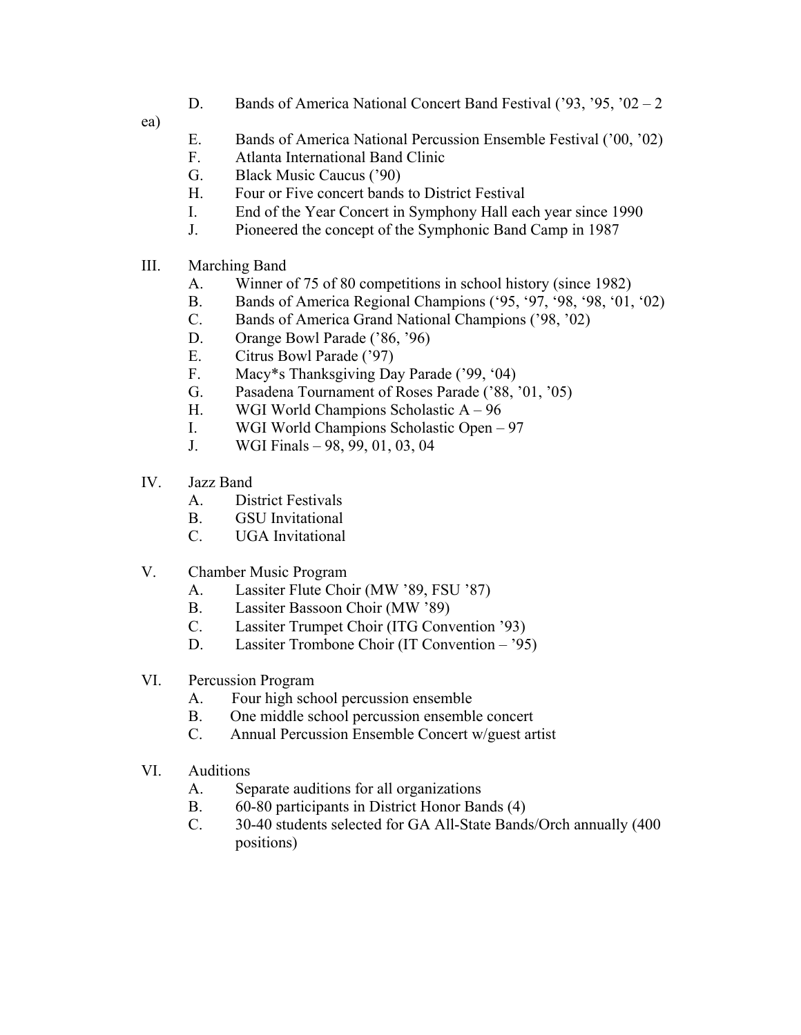D. Bands of America National Concert Band Festival ('93, '95, '02 – 2 ea)

E. Bands of America National Percussion Ensemble Festival ('00, '02)

F. Atlanta International Band Clinic

G. Black Music Caucus ('90)

H. Four or Five concert bands to District Festival

I. End of the Year Concert in Symphony Hall each year since 1990

J. Pioneered the concept of the Symphonic Band Camp in 1987

III. Marching Band

A. Winner of 75 of 80 competitions in school history (since 1982)

B. Bands of America Regional Champions ('95, '97, '98, '98, '01, '02)

C. Bands of America Grand National Champions ('98, '02)

D. Orange Bowl Parade ('86, '96)

E. Citrus Bowl Parade ('97)

F. Macy*s Thanksgiving Day Parade ('99, '04)

G. Pasadena Tournament of Roses Parade ('88, '01, '05)

H. WGI World Champions Scholastic A – 96

I. WGI World Champions Scholastic Open – 97

J. WGI Finals – 98, 99, 01, 03, 04

IV. Jazz Band

A. District Festivals

B. GSU Invitational

C. UGA Invitational

V. Chamber Music Program

A. Lassiter Flute Choir (MW '89, FSU '87)

B. Lassiter Bassoon Choir (MW '89)

C. Lassiter Trumpet Choir (ITG Convention '93)

D. Lassiter Trombone Choir (IT Convention – '95)

VI. Percussion Program

A. Four high school percussion ensemble

B. One middle school percussion ensemble concert

C. Annual Percussion Ensemble Concert w/guest artist

VI. Auditions

A. Separate auditions for all organizations

B. 60-80 participants in District Honor Bands (4)

C. 30-40 students selected for GA All-State Bands/Orch annually (400 positions)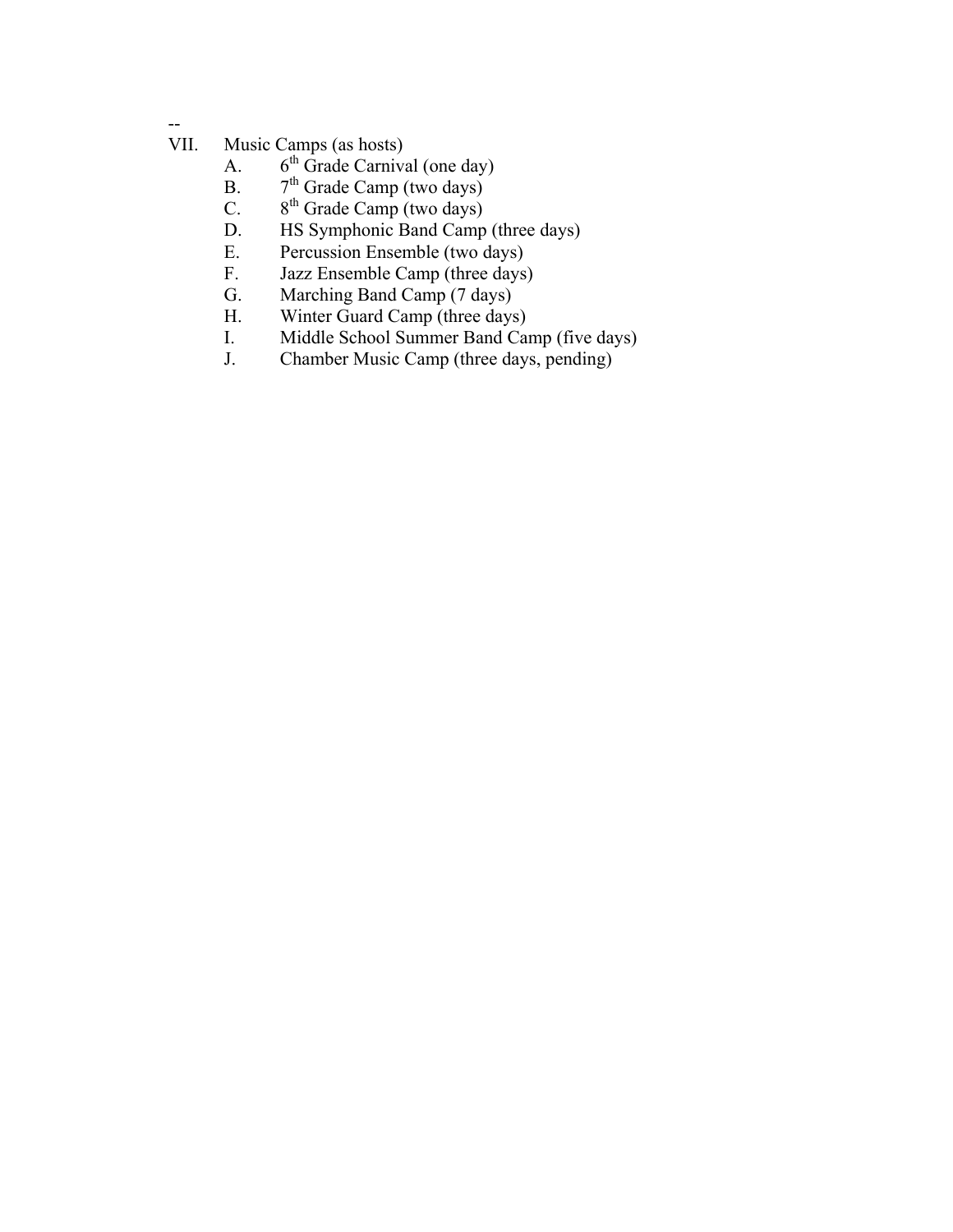--

VII. Music Camps (as hosts)

A. 6th Grade Carnival (one day)
B. 7th Grade Camp (two days)
C. 8th Grade Camp (two days)
D. HS Symphonic Band Camp (three days)
E. Percussion Ensemble (two days)
F. Jazz Ensemble Camp (three days)
G. Marching Band Camp (7 days)
H. Winter Guard Camp (three days)
I. Middle School Summer Band Camp (five days)
J. Chamber Music Camp (three days, pending)